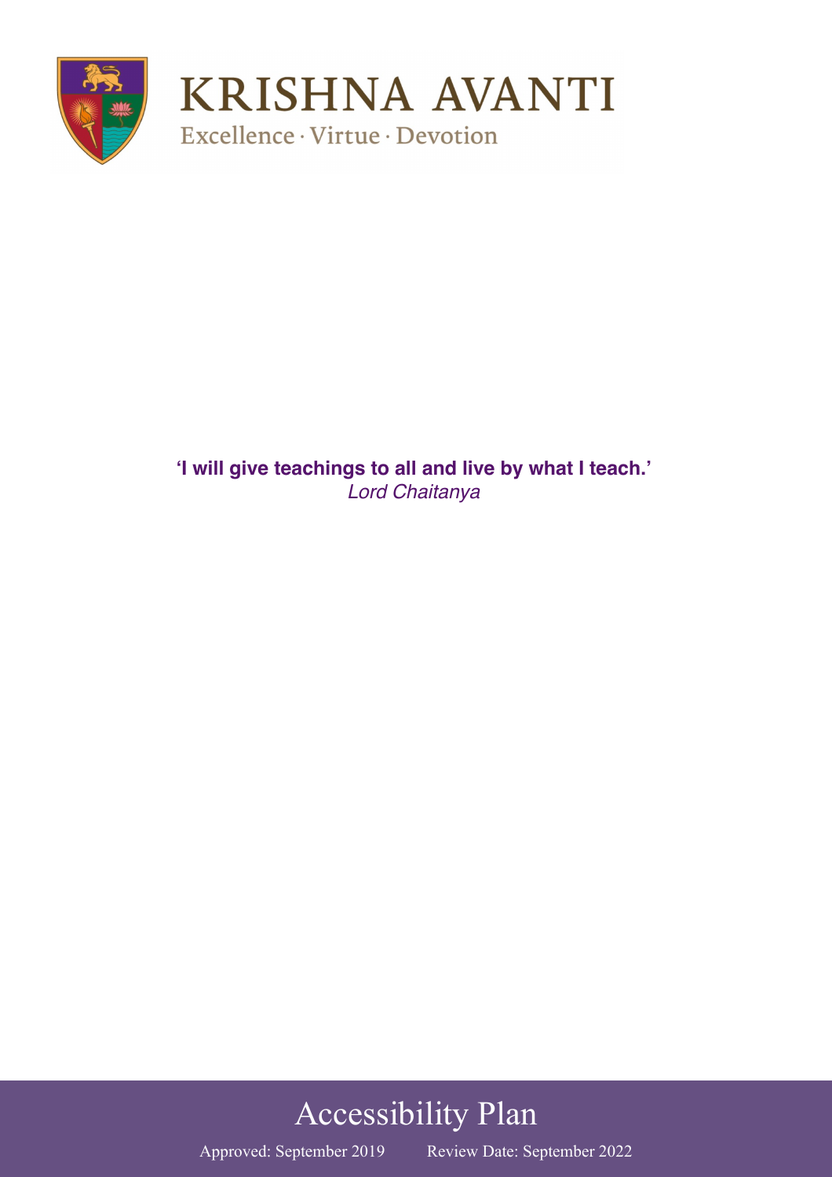KRISHNA AVANTI

Excellence · Virtue · Devotion

**'I will give teachings to all and live by what I teach.'**
*Lord Chaitanya*

# Accessibility Plan

Approved: September 2019 Review Date: September 2022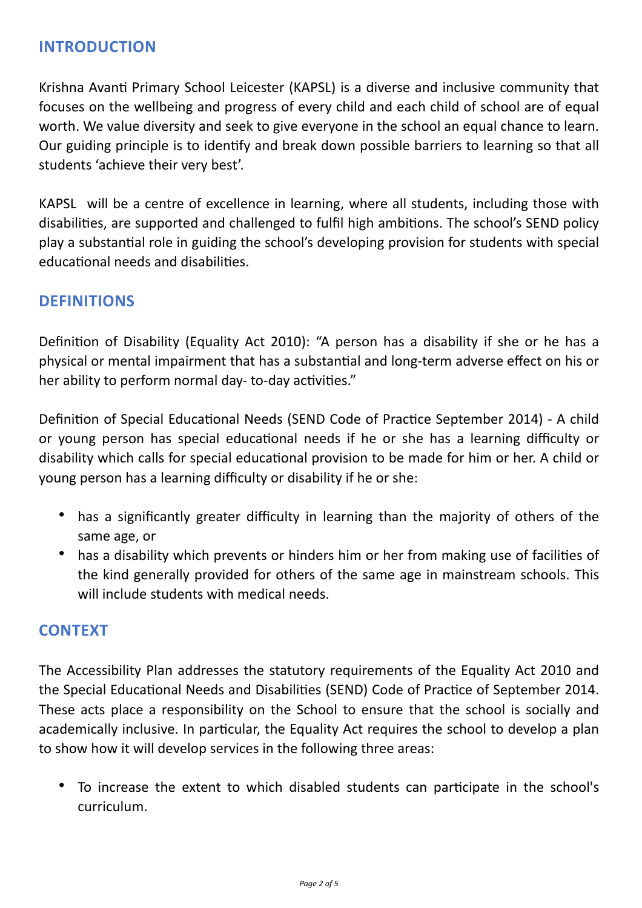## INTRODUCTION

Krishna Avanti Primary School Leicester (KAPSL) is a diverse and inclusive community that focuses on the wellbeing and progress of every child and each child of school are of equal worth. We value diversity and seek to give everyone in the school an equal chance to learn. Our guiding principle is to identify and break down possible barriers to learning so that all students 'achieve their very best'.

KAPSL will be a centre of excellence in learning, where all students, including those with disabilities, are supported and challenged to fulfil high ambitions. The school's SEND policy play a substantial role in guiding the school's developing provision for students with special educational needs and disabilities.

## DEFINITIONS

Definition of Disability (Equality Act 2010): "A person has a disability if she or he has a physical or mental impairment that has a substantial and long-term adverse effect on his or her ability to perform normal day- to-day activities."

Definition of Special Educational Needs (SEND Code of Practice September 2014) - A child or young person has special educational needs if he or she has a learning difficulty or disability which calls for special educational provision to be made for him or her. A child or young person has a learning difficulty or disability if he or she:

- has a significantly greater difficulty in learning than the majority of others of the same age, or
- has a disability which prevents or hinders him or her from making use of facilities of the kind generally provided for others of the same age in mainstream schools. This will include students with medical needs.

## CONTEXT

The Accessibility Plan addresses the statutory requirements of the Equality Act 2010 and the Special Educational Needs and Disabilities (SEND) Code of Practice of September 2014. These acts place a responsibility on the School to ensure that the school is socially and academically inclusive. In particular, the Equality Act requires the school to develop a plan to show how it will develop services in the following three areas:

- To increase the extent to which disabled students can participate in the school's curriculum.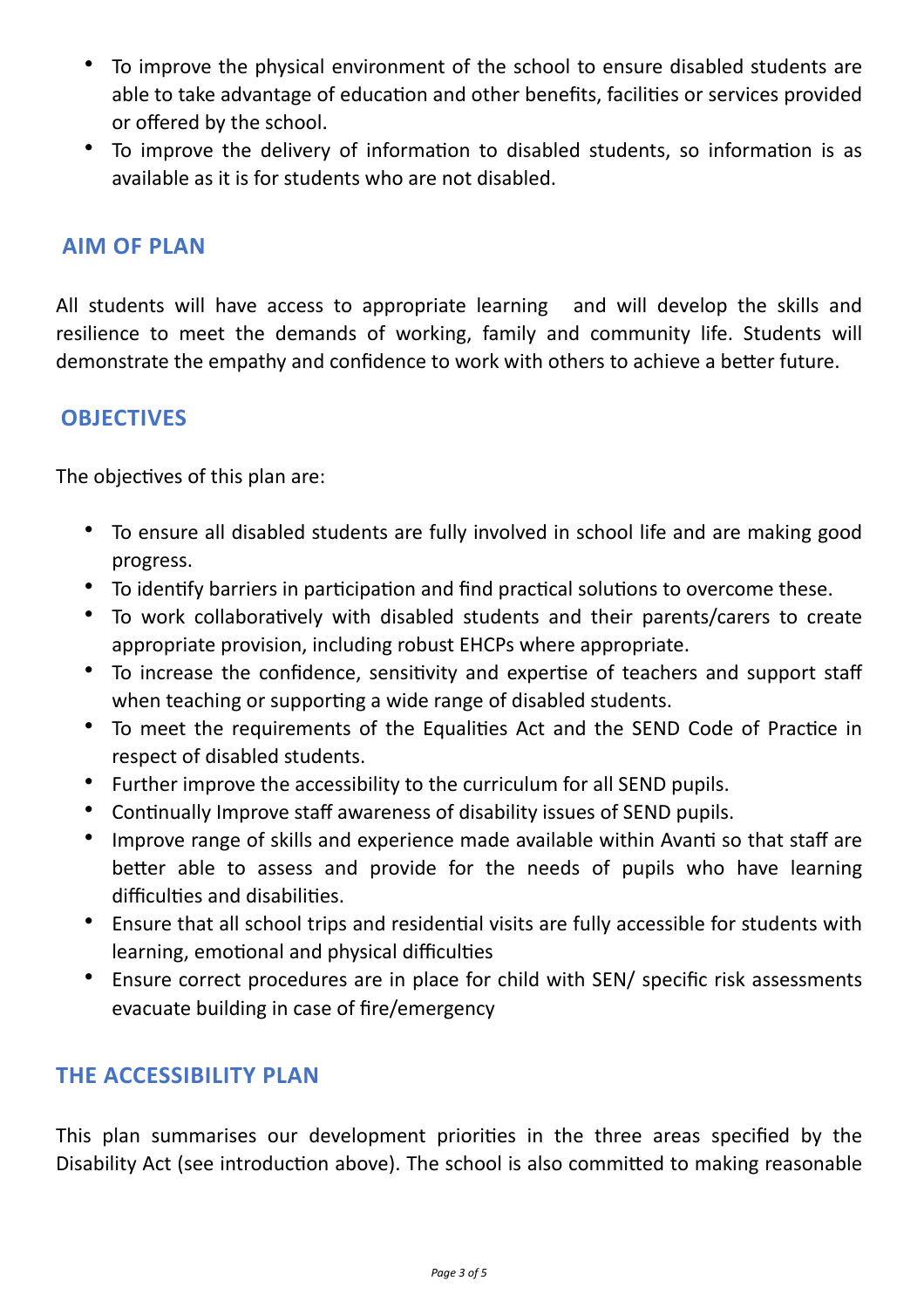- To improve the physical environment of the school to ensure disabled students are able to take advantage of education and other benefits, facilities or services provided or offered by the school.
- To improve the delivery of information to disabled students, so information is as available as it is for students who are not disabled.

## AIM OF PLAN

All students will have access to appropriate learning and will develop the skills and resilience to meet the demands of working, family and community life. Students will demonstrate the empathy and confidence to work with others to achieve a better future.

## OBJECTIVES

The objectives of this plan are:

- To ensure all disabled students are fully involved in school life and are making good progress.
- To identify barriers in participation and find practical solutions to overcome these.
- To work collaboratively with disabled students and their parents/carers to create appropriate provision, including robust EHCPs where appropriate.
- To increase the confidence, sensitivity and expertise of teachers and support staff when teaching or supporting a wide range of disabled students.
- To meet the requirements of the Equalities Act and the SEND Code of Practice in respect of disabled students.
- Further improve the accessibility to the curriculum for all SEND pupils.
- Continually Improve staff awareness of disability issues of SEND pupils.
- Improve range of skills and experience made available within Avanti so that staff are better able to assess and provide for the needs of pupils who have learning difficulties and disabilities.
- Ensure that all school trips and residential visits are fully accessible for students with learning, emotional and physical difficulties
- Ensure correct procedures are in place for child with SEN/ specific risk assessments evacuate building in case of fire/emergency

## THE ACCESSIBILITY PLAN

This plan summarises our development priorities in the three areas specified by the Disability Act (see introduction above). The school is also committed to making reasonable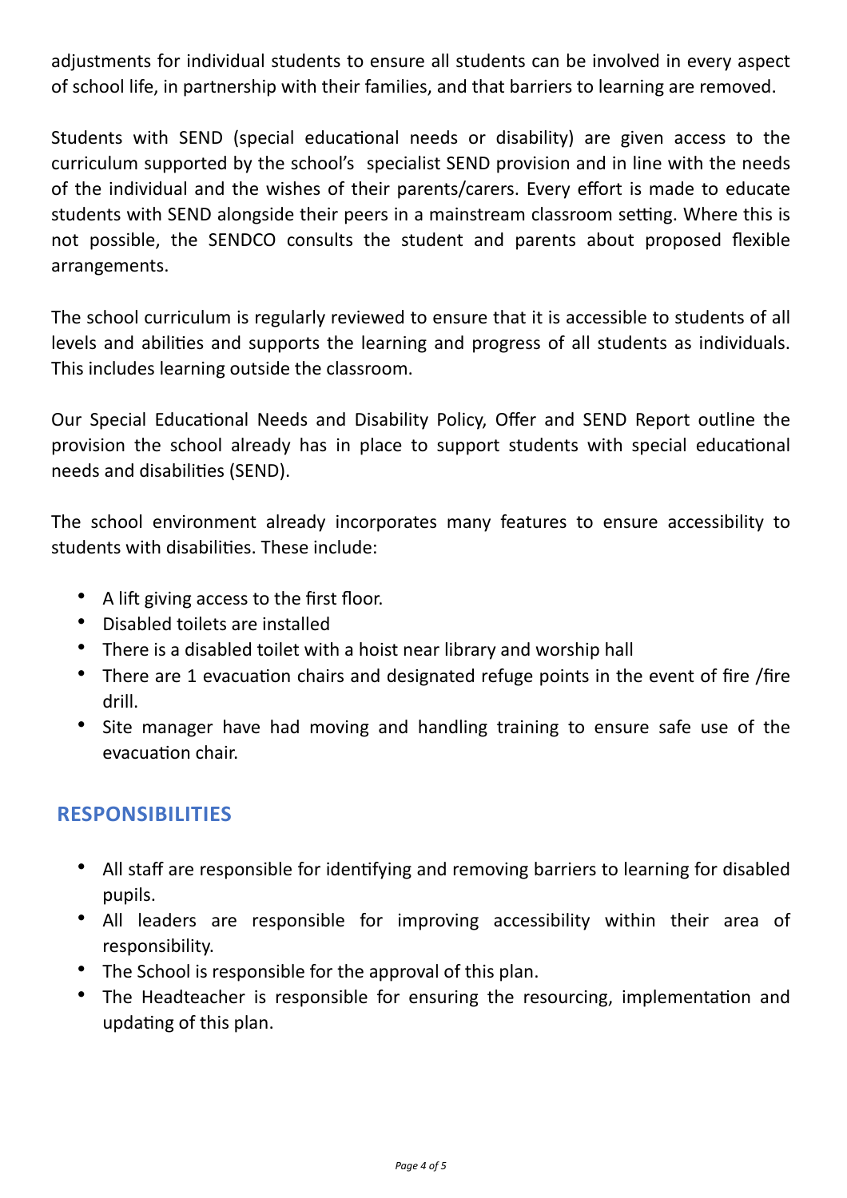adjustments for individual students to ensure all students can be involved in every aspect of school life, in partnership with their families, and that barriers to learning are removed.

Students with SEND (special educational needs or disability) are given access to the curriculum supported by the school's  specialist SEND provision and in line with the needs of the individual and the wishes of their parents/carers. Every effort is made to educate students with SEND alongside their peers in a mainstream classroom setting. Where this is not possible, the SENDCO consults the student and parents about proposed flexible arrangements.

The school curriculum is regularly reviewed to ensure that it is accessible to students of all levels and abilities and supports the learning and progress of all students as individuals. This includes learning outside the classroom.

Our Special Educational Needs and Disability Policy, Offer and SEND Report outline the provision the school already has in place to support students with special educational needs and disabilities (SEND).

The school environment already incorporates many features to ensure accessibility to students with disabilities. These include:

- A lift giving access to the first floor.
- Disabled toilets are installed
- There is a disabled toilet with a hoist near library and worship hall
- There are 1 evacuation chairs and designated refuge points in the event of fire /fire drill.
- Site manager have had moving and handling training to ensure safe use of the evacuation chair.

## RESPONSIBILITIES

- All staff are responsible for identifying and removing barriers to learning for disabled pupils.
- All leaders are responsible for improving accessibility within their area of responsibility.
- The School is responsible for the approval of this plan.
- The Headteacher is responsible for ensuring the resourcing, implementation and updating of this plan.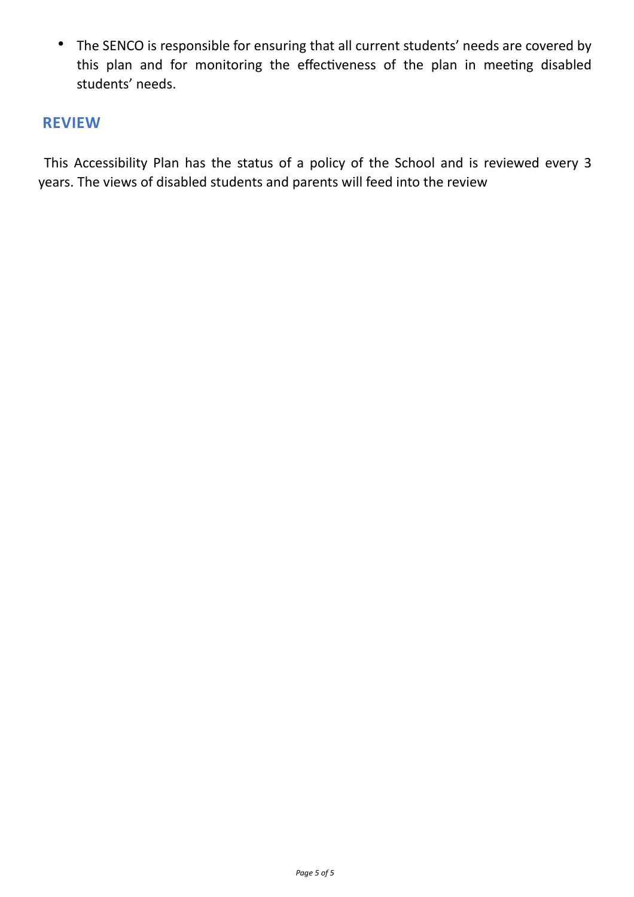- The SENCO is responsible for ensuring that all current students' needs are covered by this plan and for monitoring the effectiveness of the plan in meeting disabled students' needs.

## REVIEW

This Accessibility Plan has the status of a policy of the School and is reviewed every 3 years. The views of disabled students and parents will feed into the review